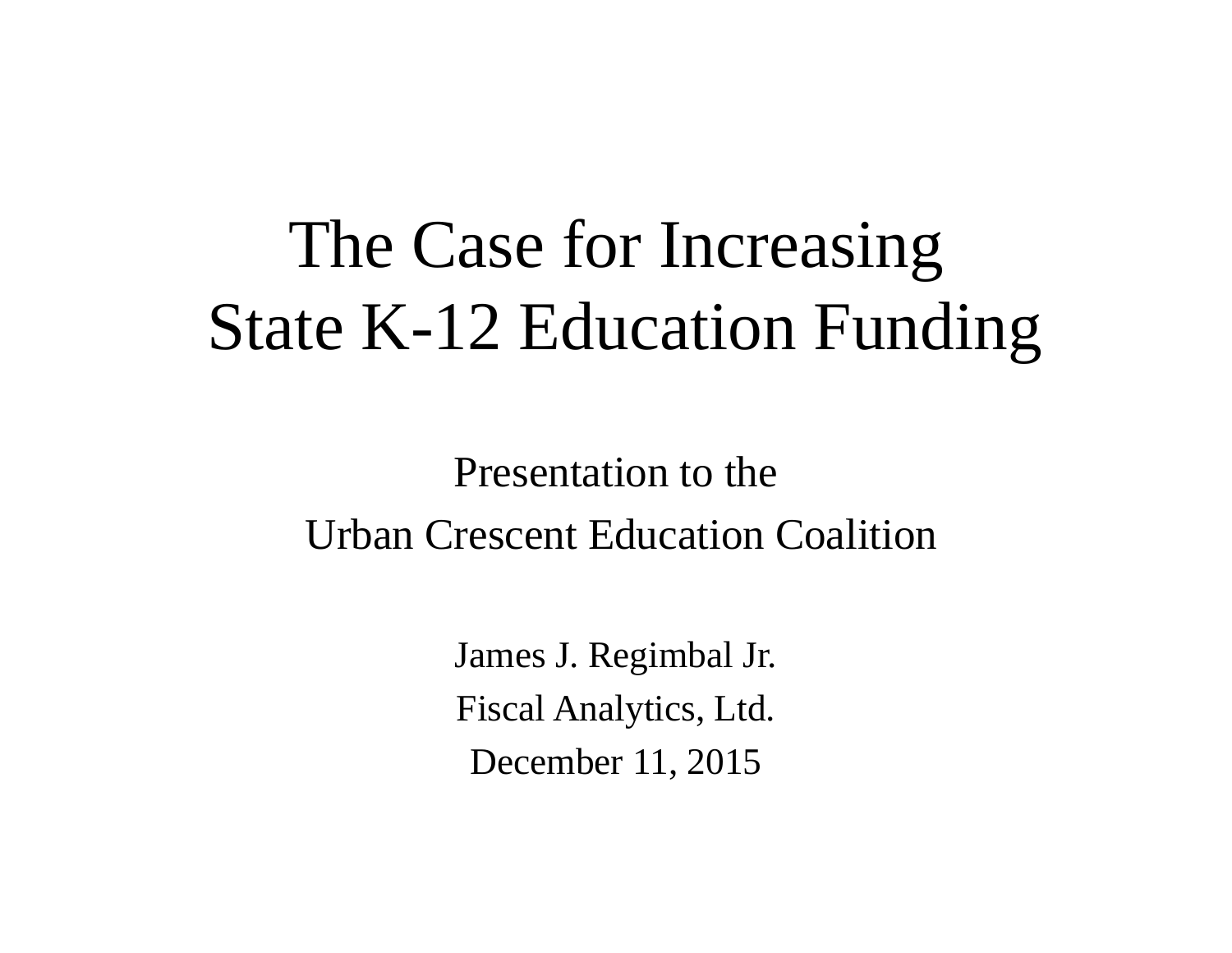# The Case for Increasing State K-12 Education Funding

Presentation to the

Urban Crescent Education Coalition

James J. Regimbal Jr.

Fiscal Analytics, Ltd.

December 11, 2015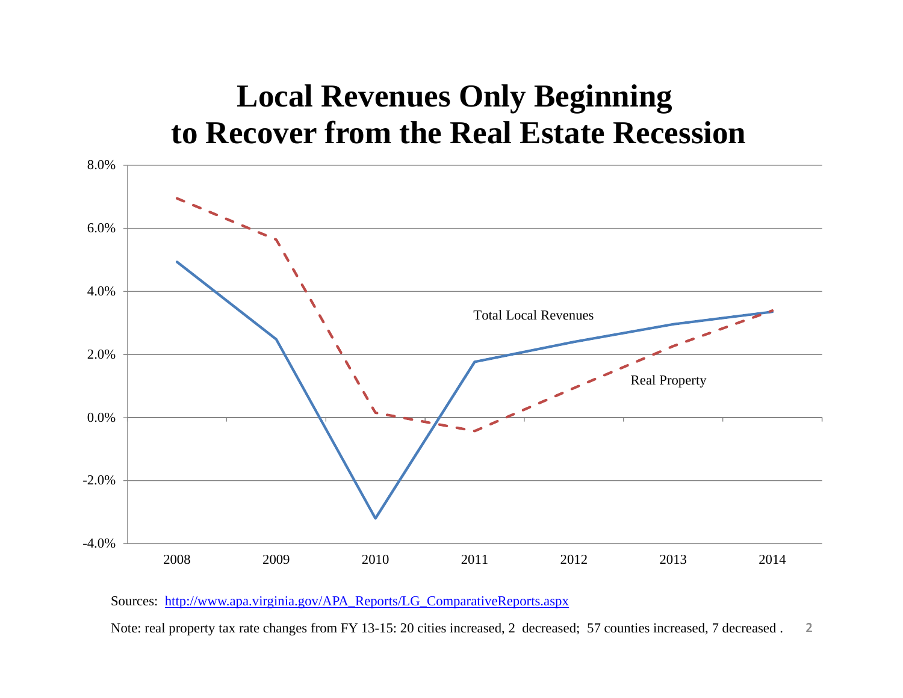# Local Revenues Only Beginning to Recover from the Real Estate Recession

8.0%
6.0%
4.0%
2.0%
0.0%
-2.0%
-4.0%

2008 2009 2010 2011 2012 2013 2014

Total Local Revenues

Real Property

Sources: [http://www.apa.virginia.gov/APA_Reports/LG_ComparativeReports.aspx](http://www.apa.virginia.gov/APA_Reports/LG_ComparativeReports.aspx)

Note: real property tax rate changes from FY 13-15: 20 cities increased, 2 decreased; 57 counties increased, 7 decreased .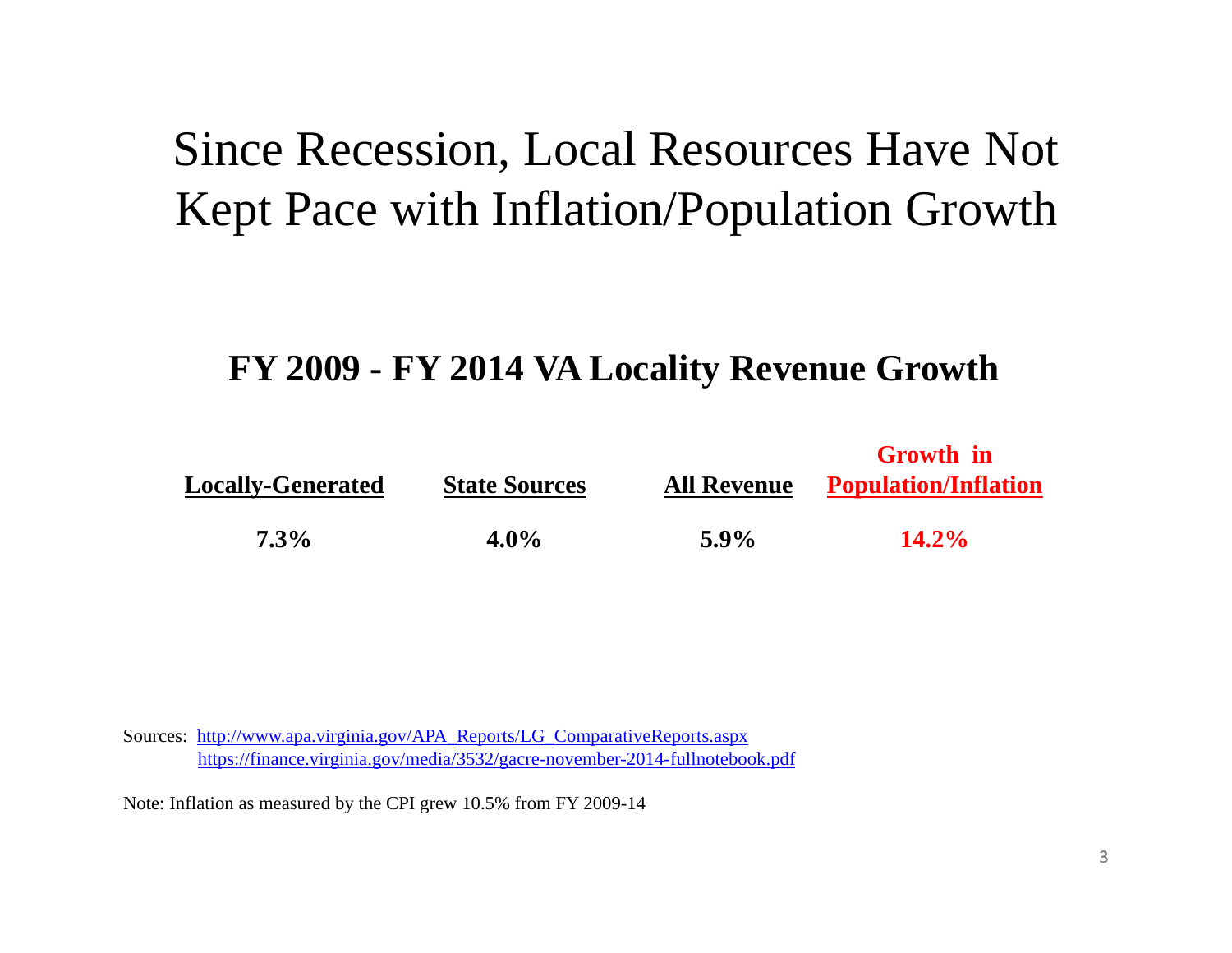# Since Recession, Local Resources Have Not Kept Pace with Inflation/Population Growth

## FY 2009 - FY 2014 VA Locality Revenue Growth

| Locally-Generated | State Sources | All Revenue | Growth in Population/Inflation |
|---|---|---|---|
| 7.3% | 4.0% | 5.9% | 14.2% |

Sources: http://www.apa.virginia.gov/APA_Reports/LG_ComparativeReports.aspx
https://finance.virginia.gov/media/3532/gacre-november-2014-fullnotebook.pdf

Note: Inflation as measured by the CPI grew 10.5% from FY 2009-14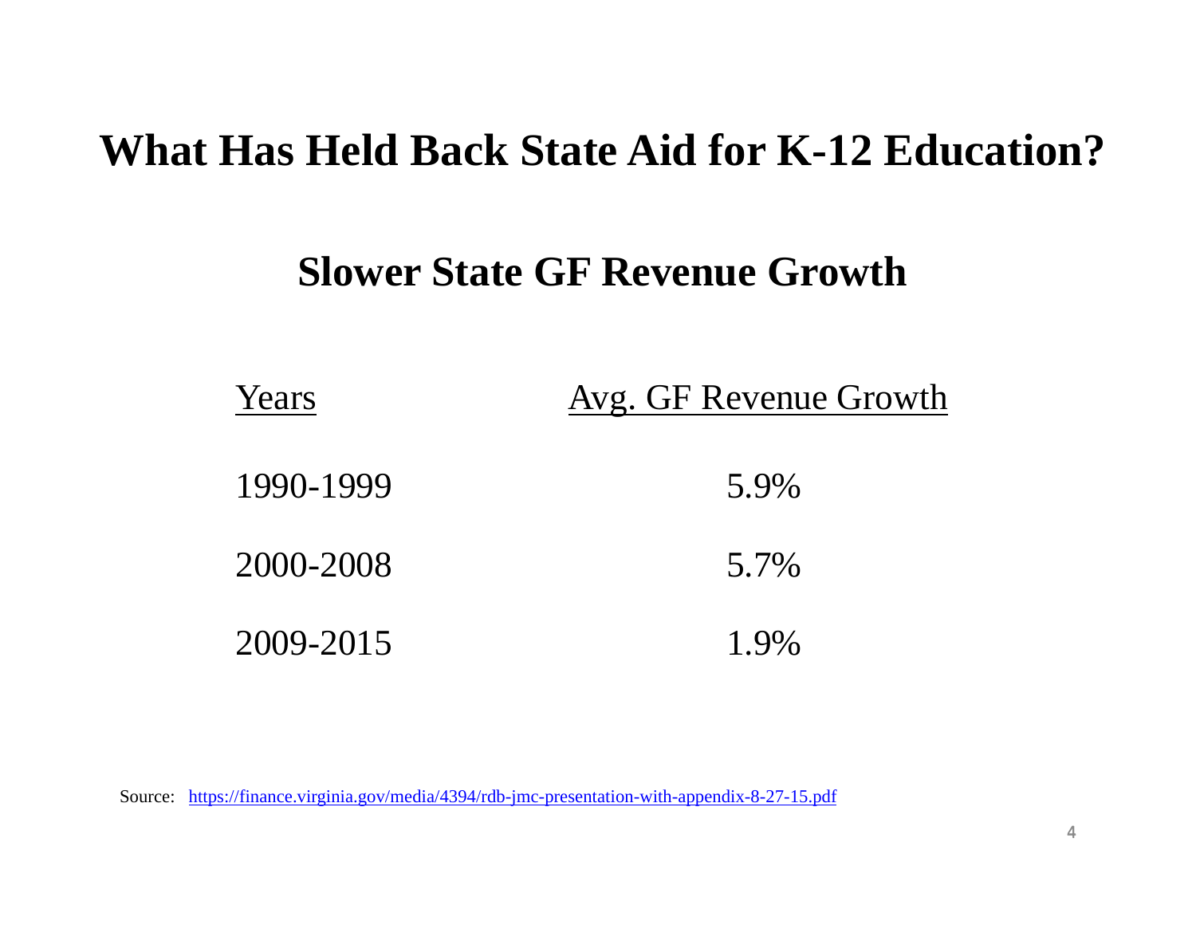# What Has Held Back State Aid for K-12 Education?

## Slower State GF Revenue Growth

| Years | Avg. GF Revenue Growth |
|---|---|
| 1990-1999 | 5.9% |
| 2000-2008 | 5.7% |
| 2009-2015 | 1.9% |

Source: https://finance.virginia.gov/media/4394/rdb-jmc-presentation-with-appendix-8-27-15.pdf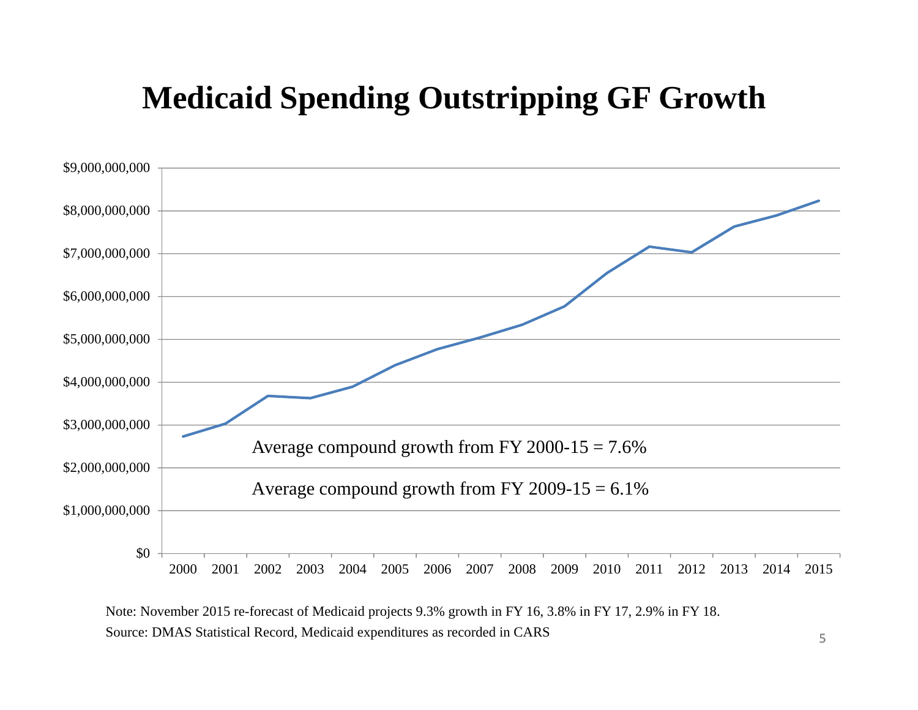# Medicaid Spending Outstripping GF Growth

Average compound growth from FY 2000-15 = 7.6%

Average compound growth from FY 2009-15 = 6.1%

Note: November 2015 re-forecast of Medicaid projects 9.3% growth in FY 16, 3.8% in FY 17, 2.9% in FY 18.

Source: DMAS Statistical Record, Medicaid expenditures as recorded in CARS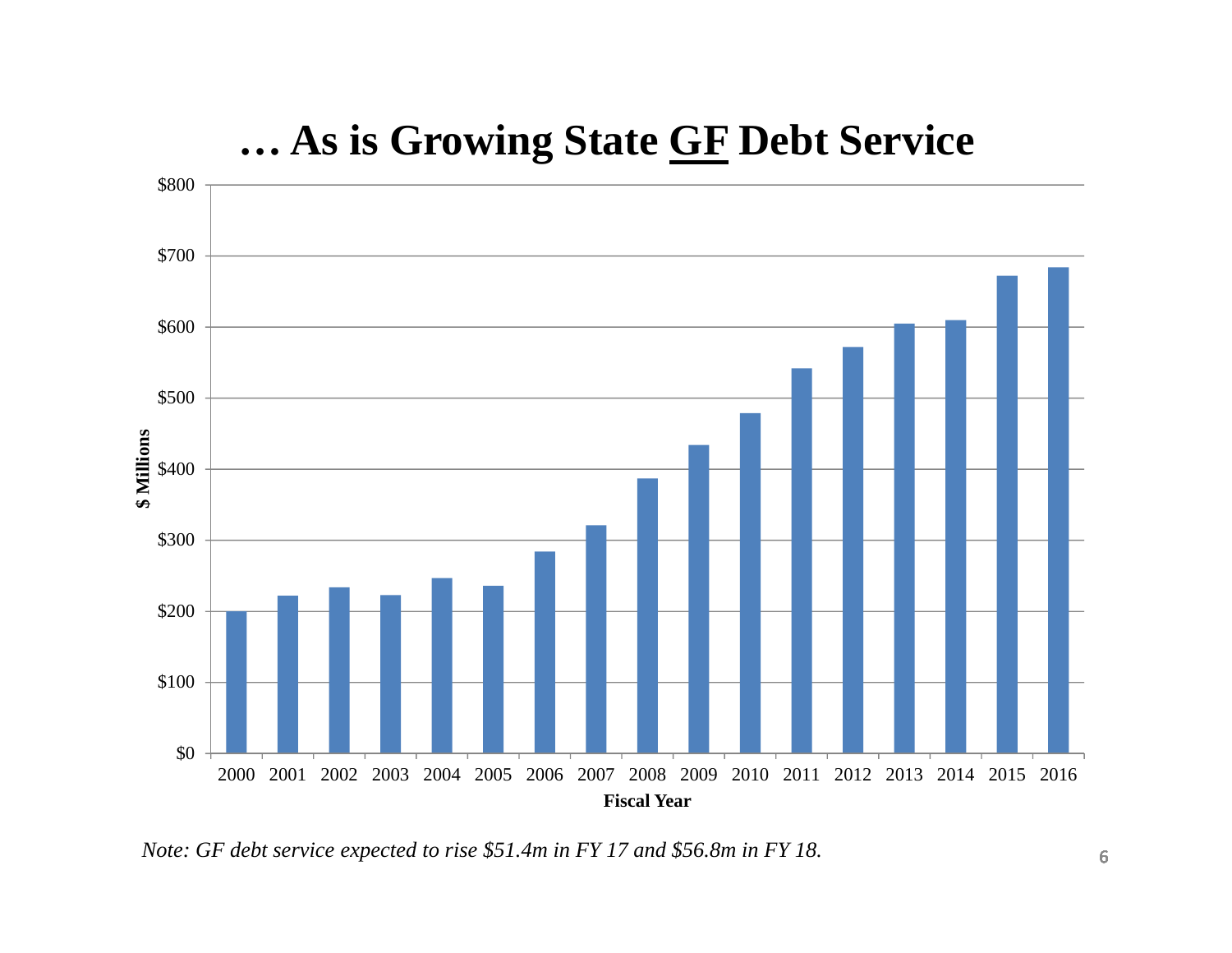# … As is Growing State GF Debt Service

*Note: GF debt service expected to rise $51.4m in FY 17 and $56.8m in FY 18.*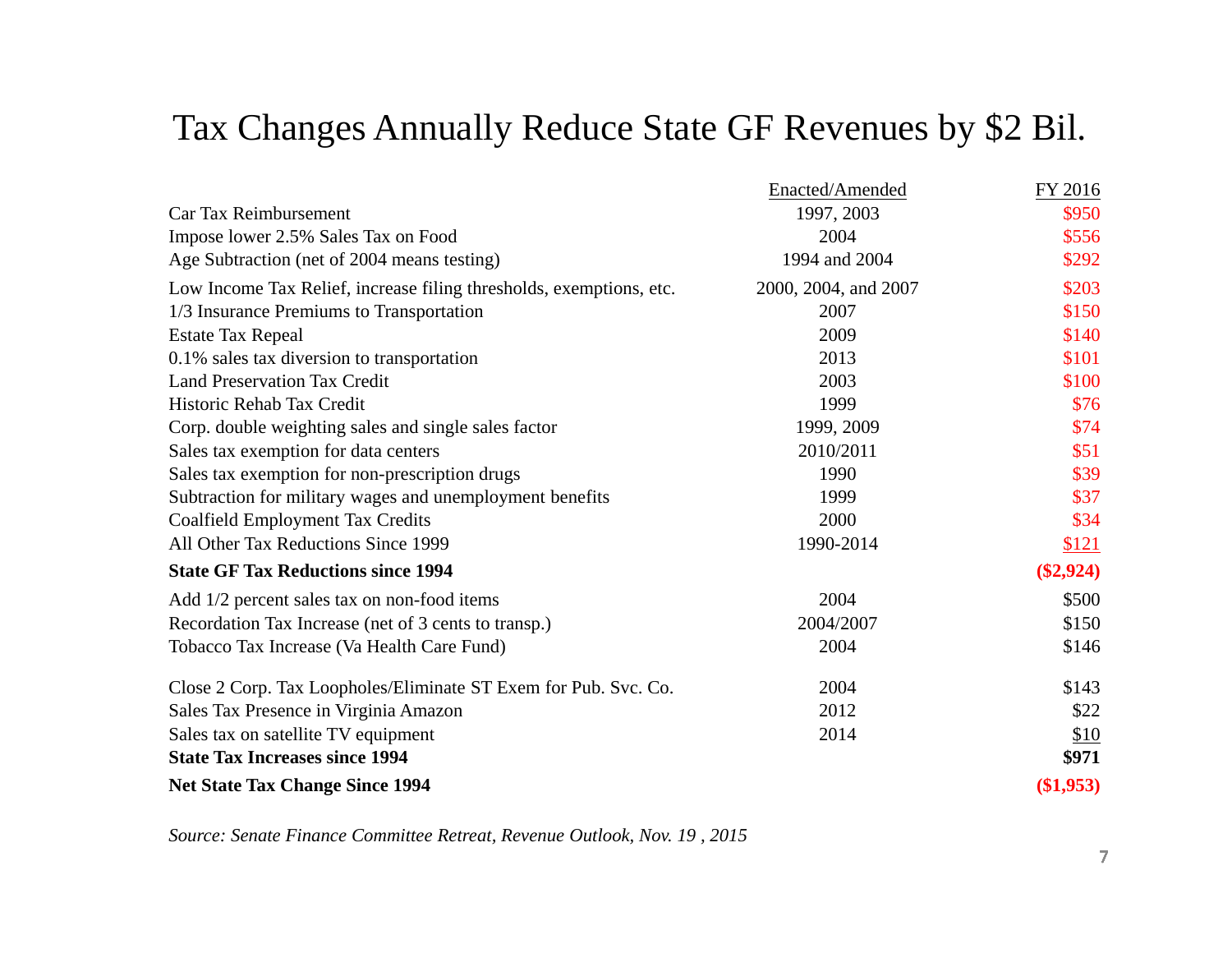# Tax Changes Annually Reduce State GF Revenues by $2 Bil.

| | Enacted/Amended | FY 2016 |
|---|---|---|
| Car Tax Reimbursement | 1997, 2003 | $950 |
| Impose lower 2.5% Sales Tax on Food | 2004 | $556 |
| Age Subtraction (net of 2004 means testing) | 1994 and 2004 | $292 |
| Low Income Tax Relief, increase filing thresholds, exemptions, etc. | 2000, 2004, and 2007 | $203 |
| 1/3 Insurance Premiums to Transportation | 2007 | $150 |
| Estate Tax Repeal | 2009 | $140 |
| 0.1% sales tax diversion to transportation | 2013 | $101 |
| Land Preservation Tax Credit | 2003 | $100 |
| Historic Rehab Tax Credit | 1999 | $76 |
| Corp. double weighting sales and single sales factor | 1999, 2009 | $74 |
| Sales tax exemption for data centers | 2010/2011 | $51 |
| Sales tax exemption for non-prescription drugs | 1990 | $39 |
| Subtraction for military wages and unemployment benefits | 1999 | $37 |
| Coalfield Employment Tax Credits | 2000 | $34 |
| All Other Tax Reductions Since 1999 | 1990-2014 | $121 |
| **State GF Tax Reductions since 1994** | | **($2,924)** |
| Add 1/2 percent sales tax on non-food items | 2004 | $500 |
| Recordation Tax Increase (net of 3 cents to transp.) | 2004/2007 | $150 |
| Tobacco Tax Increase (Va Health Care Fund) | 2004 | $146 |
| Close 2 Corp. Tax Loopholes/Eliminate ST Exem for Pub. Svc. Co. | 2004 | $143 |
| Sales Tax Presence in Virginia Amazon | 2012 | $22 |
| Sales tax on satellite TV equipment | 2014 | $10 |
| **State Tax Increases since 1994** | | **$971** |
| **Net State Tax Change Since 1994** | | **($1,953)** |

*Source: Senate Finance Committee Retreat, Revenue Outlook, Nov. 19 , 2015*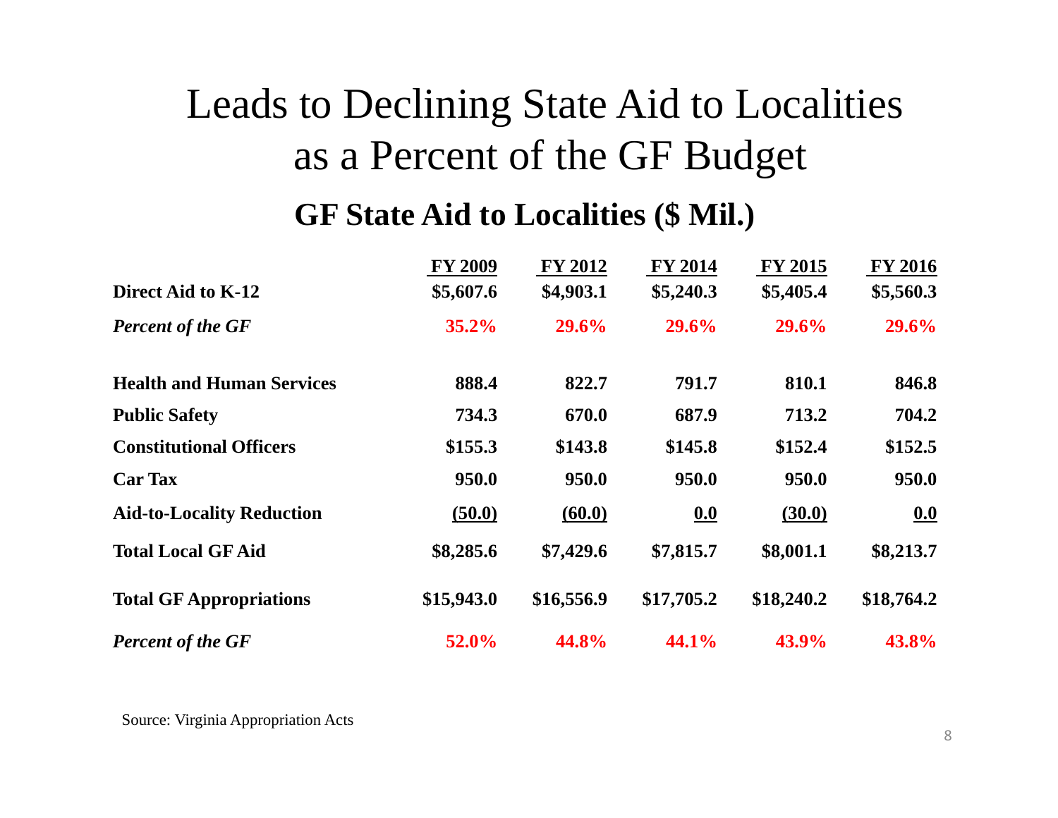# Leads to Declining State Aid to Localities as a Percent of the GF Budget

## GF State Aid to Localities ($ Mil.)

| | FY 2009 | FY 2012 | FY 2014 | FY 2015 | FY 2016 |
|---|---|---|---|---|---|
| **Direct Aid to K-12** | **$5,607.6** | **$4,903.1** | **$5,240.3** | **$5,405.4** | **$5,560.3** |
| ***Percent of the GF*** | **35.2%** | **29.6%** | **29.6%** | **29.6%** | **29.6%** |
| **Health and Human Services** | **888.4** | **822.7** | **791.7** | **810.1** | **846.8** |
| **Public Safety** | **734.3** | **670.0** | **687.9** | **713.2** | **704.2** |
| **Constitutional Officers** | **$155.3** | **$143.8** | **$145.8** | **$152.4** | **$152.5** |
| **Car Tax** | **950.0** | **950.0** | **950.0** | **950.0** | **950.0** |
| **Aid-to-Locality Reduction** | **(50.0)** | **(60.0)** | **0.0** | **(30.0)** | **0.0** |
| **Total Local GF Aid** | **$8,285.6** | **$7,429.6** | **$7,815.7** | **$8,001.1** | **$8,213.7** |
| **Total GF Appropriations** | **$15,943.0** | **$16,556.9** | **$17,705.2** | **$18,240.2** | **$18,764.2** |
| ***Percent of the GF*** | **52.0%** | **44.8%** | **44.1%** | **43.9%** | **43.8%** |

Source: Virginia Appropriation Acts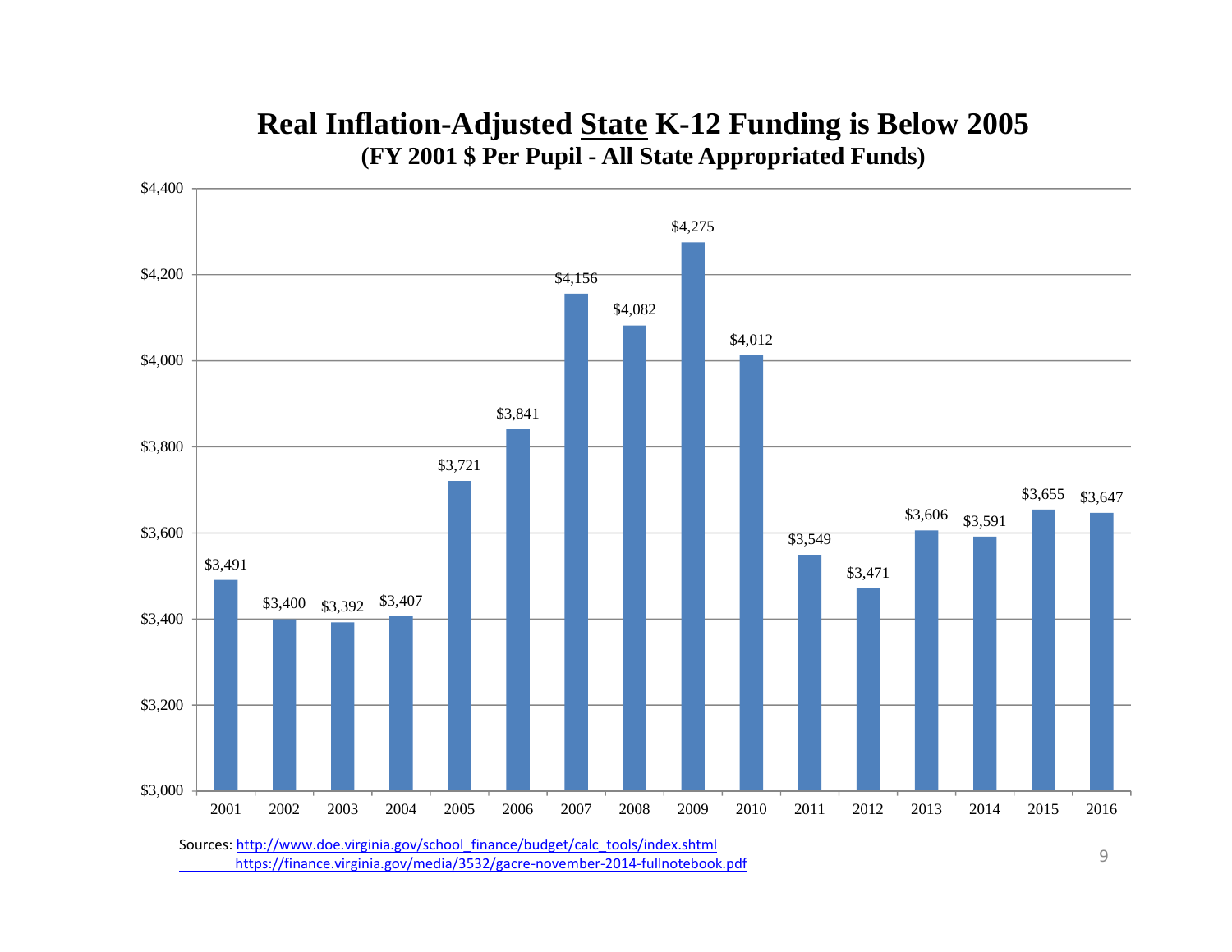# Real Inflation-Adjusted State K-12 Funding is Below 2005

## (FY 2001 $ Per Pupil - All State Appropriated Funds)

| Year | Funding |
|---|---|
| 2001 | $3,491 |
| 2002 | $3,400 |
| 2003 | $3,392 |
| 2004 | $3,407 |
| 2005 | $3,721 |
| 2006 | $3,841 |
| 2007 | $4,156 |
| 2008 | $4,082 |
| 2009 | $4,275 |
| 2010 | $4,012 |
| 2011 | $3,549 |
| 2012 | $3,471 |
| 2013 | $3,606 |
| 2014 | $3,591 |
| 2015 | $3,655 |
| 2016 | $3,647 |

Sources: http://www.doe.virginia.gov/school_finance/budget/calc_tools/index.shtml
https://finance.virginia.gov/media/3532/gacre-november-2014-fullnotebook.pdf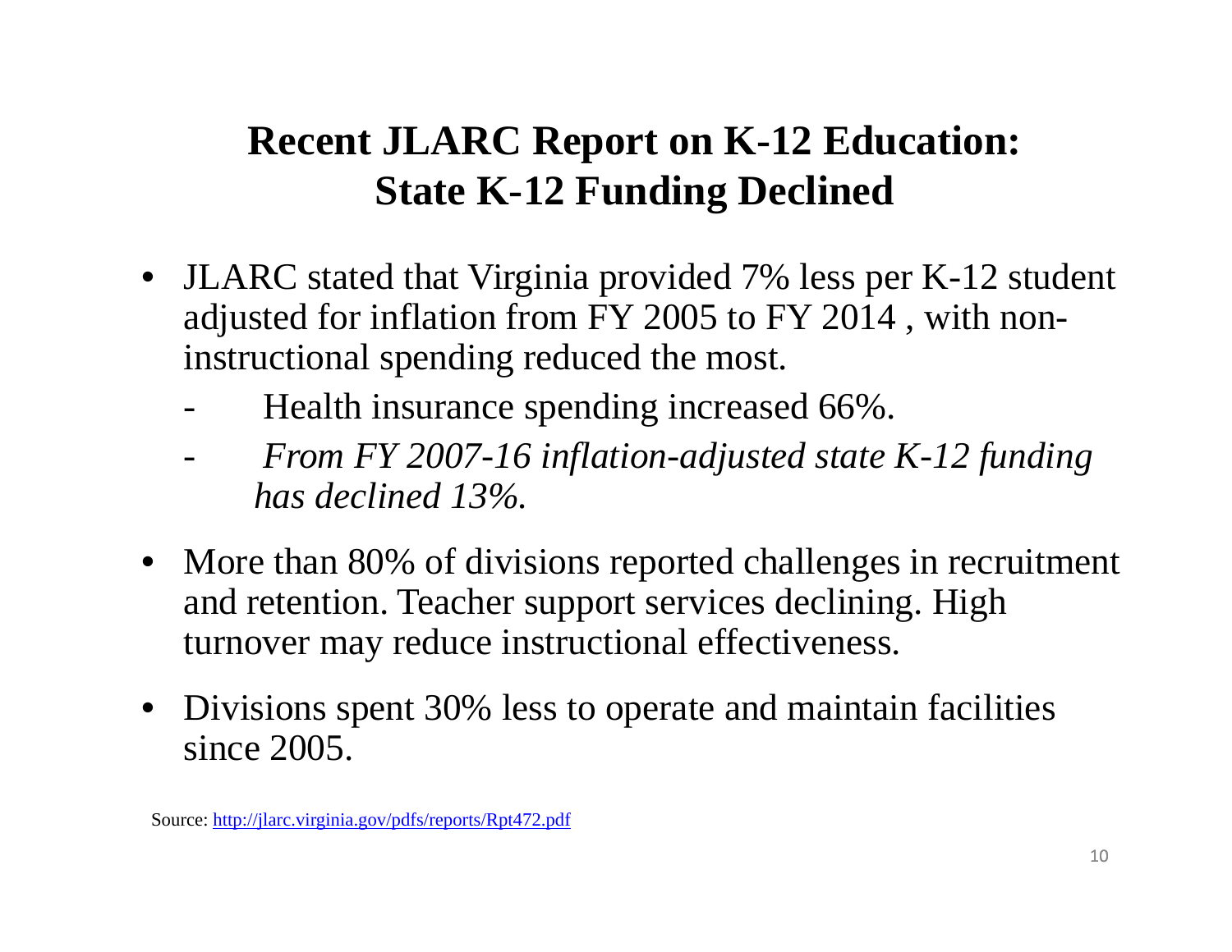# Recent JLARC Report on K-12 Education: State K-12 Funding Declined

- JLARC stated that Virginia provided 7% less per K-12 student adjusted for inflation from FY 2005 to FY 2014 , with non-instructional spending reduced the most.
  - Health insurance spending increased 66%.
  - *From FY 2007-16 inflation-adjusted state K-12 funding has declined 13%.*
- More than 80% of divisions reported challenges in recruitment and retention. Teacher support services declining. High turnover may reduce instructional effectiveness.
- Divisions spent 30% less to operate and maintain facilities since 2005.

Source: http://jlarc.virginia.gov/pdfs/reports/Rpt472.pdf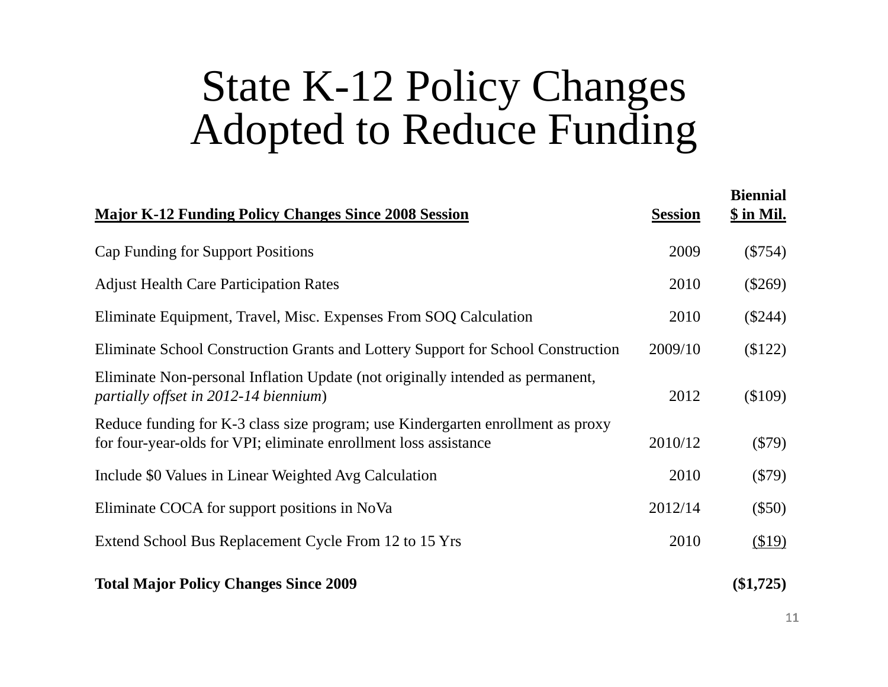# State K-12 Policy Changes Adopted to Reduce Funding

| Major K-12 Funding Policy Changes Since 2008 Session | Session | Biennial $ in Mil. |
|---|---|---|
| Cap Funding for Support Positions | 2009 | ($754) |
| Adjust Health Care Participation Rates | 2010 | ($269) |
| Eliminate Equipment, Travel, Misc. Expenses From SOQ Calculation | 2010 | ($244) |
| Eliminate School Construction Grants and Lottery Support for School Construction | 2009/10 | ($122) |
| Eliminate Non-personal Inflation Update (not originally intended as permanent, *partially offset in 2012-14 biennium*) | 2012 | ($109) |
| Reduce funding for K-3 class size program; use Kindergarten enrollment as proxy for four-year-olds for VPI; eliminate enrollment loss assistance | 2010/12 | ($79) |
| Include $0 Values in Linear Weighted Avg Calculation | 2010 | ($79) |
| Eliminate COCA for support positions in NoVa | 2012/14 | ($50) |
| Extend School Bus Replacement Cycle From 12 to 15 Yrs | 2010 | ($19) |
| **Total Major Policy Changes Since 2009** | | **($1,725)** |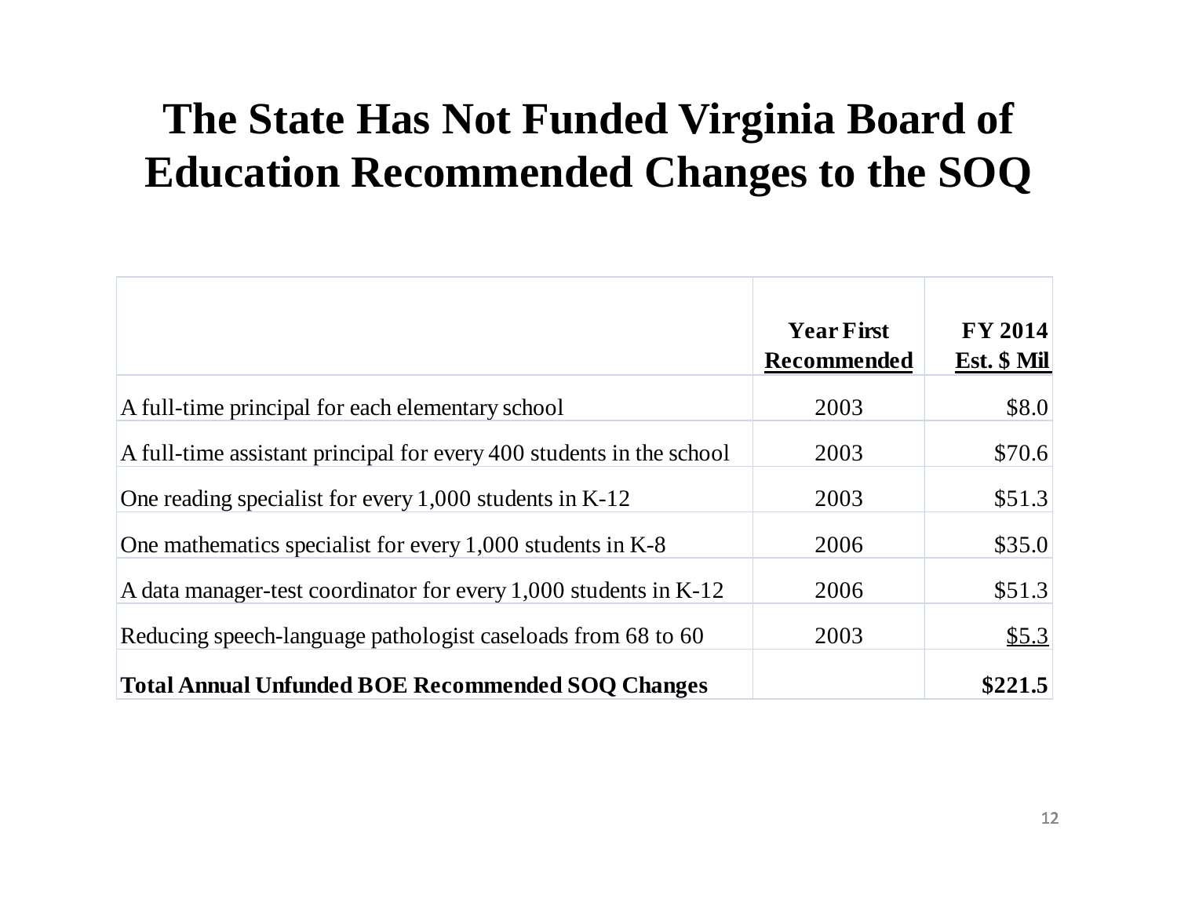# The State Has Not Funded Virginia Board of Education Recommended Changes to the SOQ

| | Year First Recommended | FY 2014 Est. $ Mil |
|---|---|---|
| A full-time principal for each elementary school | 2003 | $8.0 |
| A full-time assistant principal for every 400 students in the school | 2003 | $70.6 |
| One reading specialist for every 1,000 students in K-12 | 2003 | $51.3 |
| One mathematics specialist for every 1,000 students in K-8 | 2006 | $35.0 |
| A data manager-test coordinator for every 1,000 students in K-12 | 2006 | $51.3 |
| Reducing speech-language pathologist caseloads from 68 to 60 | 2003 | $5.3 |
| **Total Annual Unfunded BOE Recommended SOQ Changes** | | **$221.5** |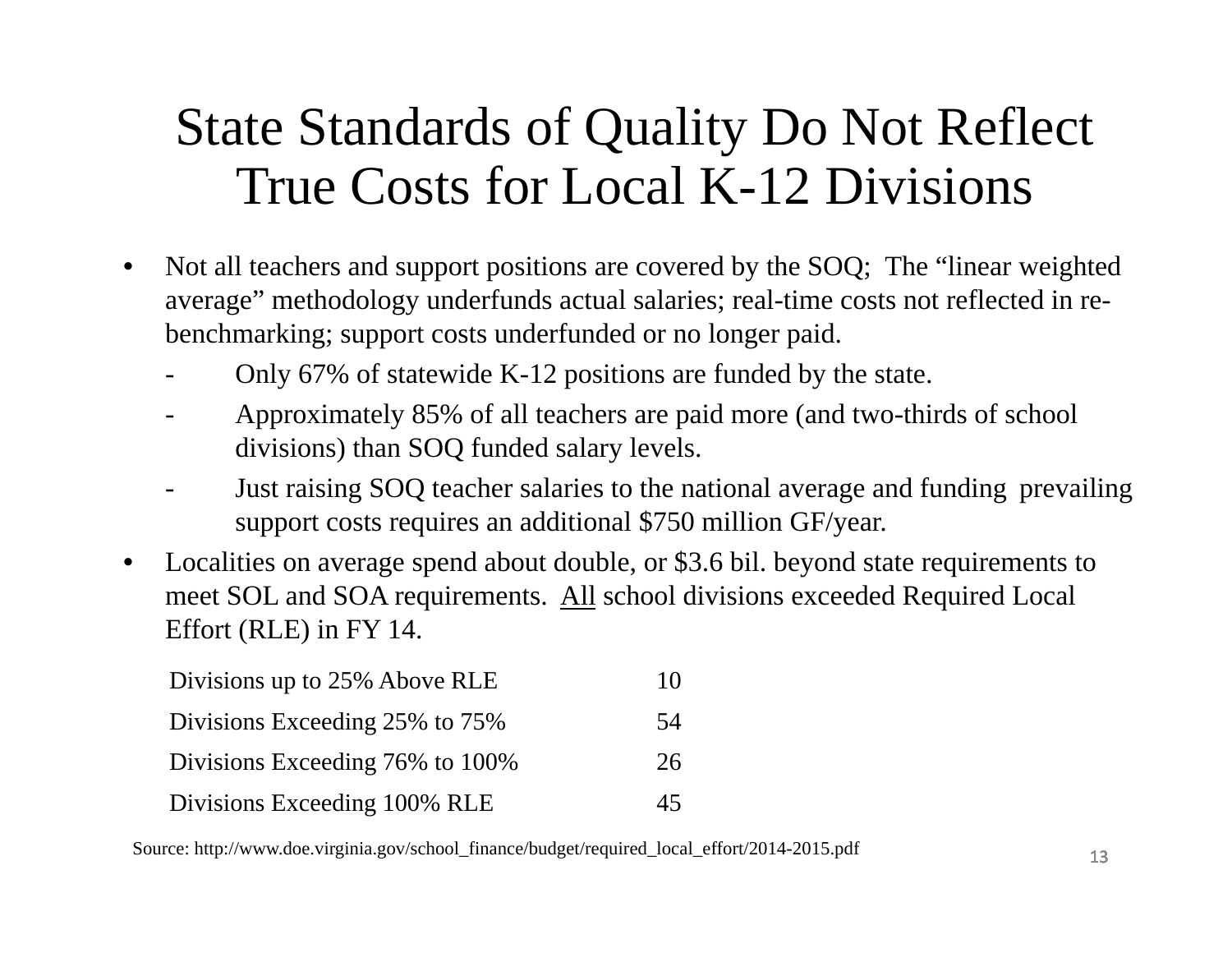# State Standards of Quality Do Not Reflect True Costs for Local K-12 Divisions

- Not all teachers and support positions are covered by the SOQ; The "linear weighted average" methodology underfunds actual salaries; real-time costs not reflected in re-benchmarking; support costs underfunded or no longer paid.
  - Only 67% of statewide K-12 positions are funded by the state.
  - Approximately 85% of all teachers are paid more (and two-thirds of school divisions) than SOQ funded salary levels.
  - Just raising SOQ teacher salaries to the national average and funding prevailing support costs requires an additional $750 million GF/year.
- Localities on average spend about double, or $3.6 bil. beyond state requirements to meet SOL and SOA requirements. <u>All</u> school divisions exceeded Required Local Effort (RLE) in FY 14.

| | |
|---|---|
| Divisions up to 25% Above RLE | 10 |
| Divisions Exceeding 25% to 75% | 54 |
| Divisions Exceeding 76% to 100% | 26 |
| Divisions Exceeding 100% RLE | 45 |

Source: http://www.doe.virginia.gov/school_finance/budget/required_local_effort/2014-2015.pdf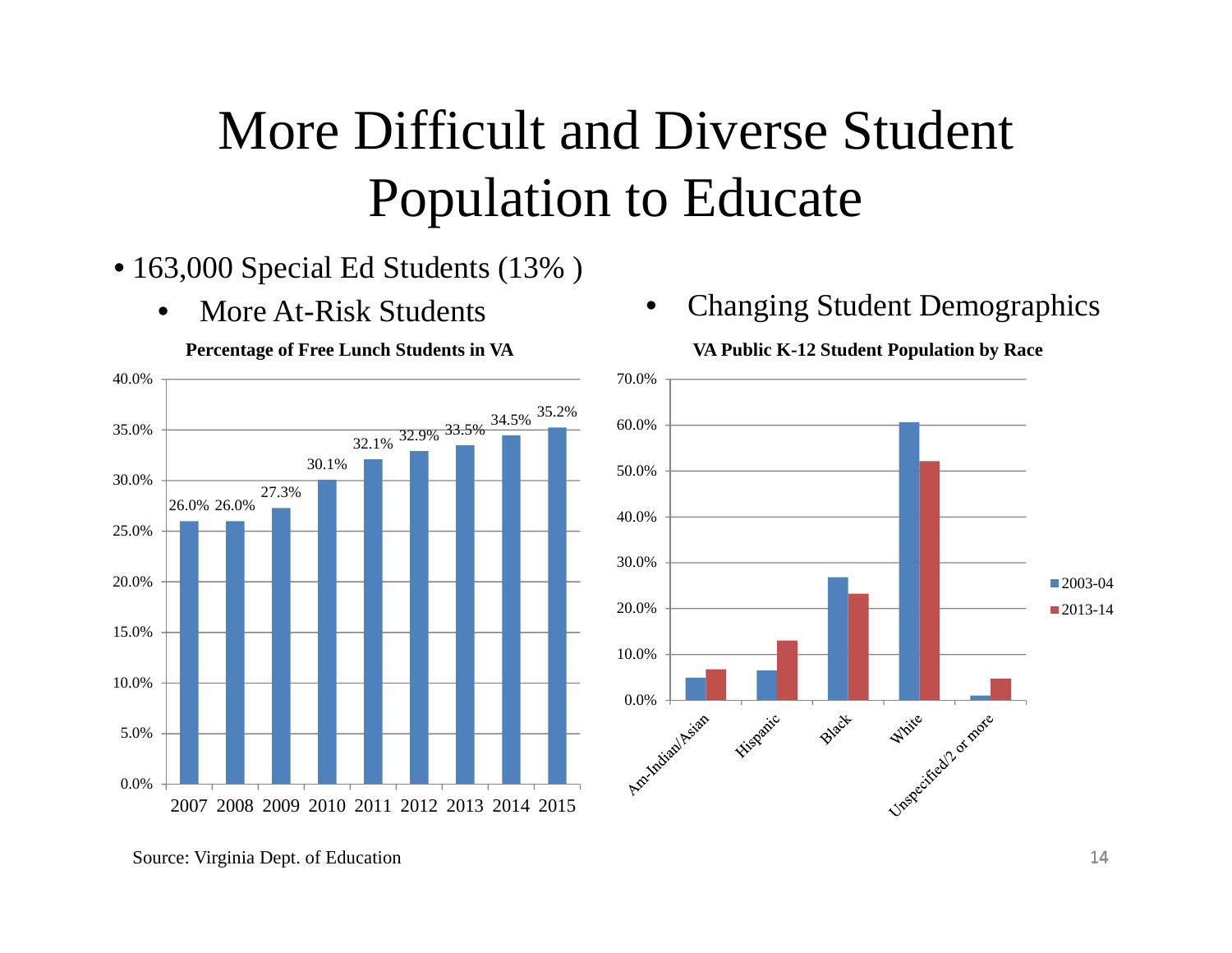# More Difficult and Diverse Student Population to Educate

- 163,000 Special Ed Students (13% )
  - More At-Risk Students
  - Changing Student Demographics

**Percentage of Free Lunch Students in VA**

| Year | Percentage |
|---|---|
| 2007 | 26.0% |
| 2008 | 26.0% |
| 2009 | 27.3% |
| 2010 | 30.1% |
| 2011 | 32.1% |
| 2012 | 32.9% |
| 2013 | 33.5% |
| 2014 | 34.5% |
| 2015 | 35.2% |

**VA Public K-12 Student Population by Race**

(Bar chart comparing 2003-04 and 2013-14 across: Am-Indian/Asian, Hispanic, Black, White, Unspecified/2 or more)

Source: Virginia Dept. of Education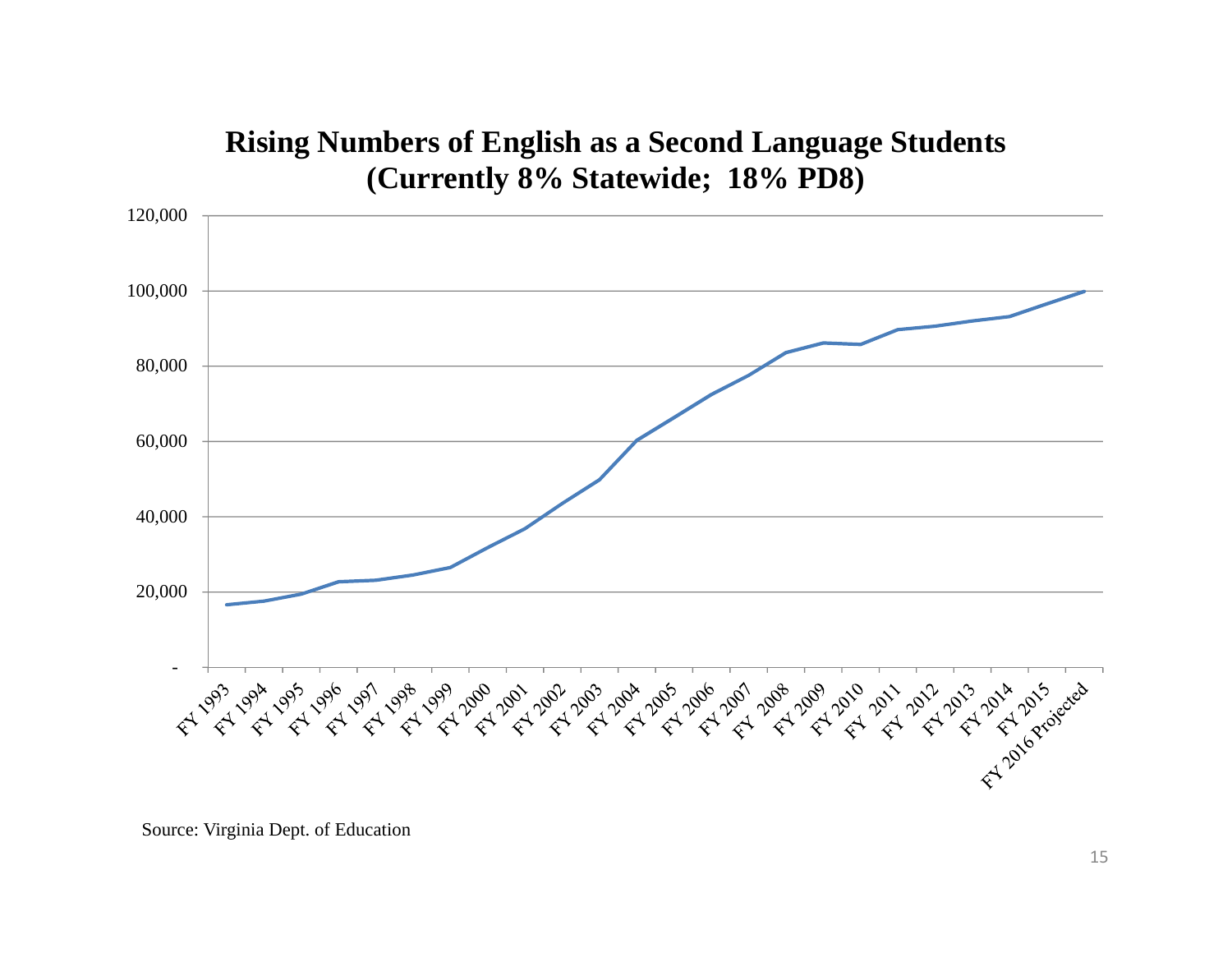## Rising Numbers of English as a Second Language Students (Currently 8% Statewide; 18% PD8)

Source: Virginia Dept. of Education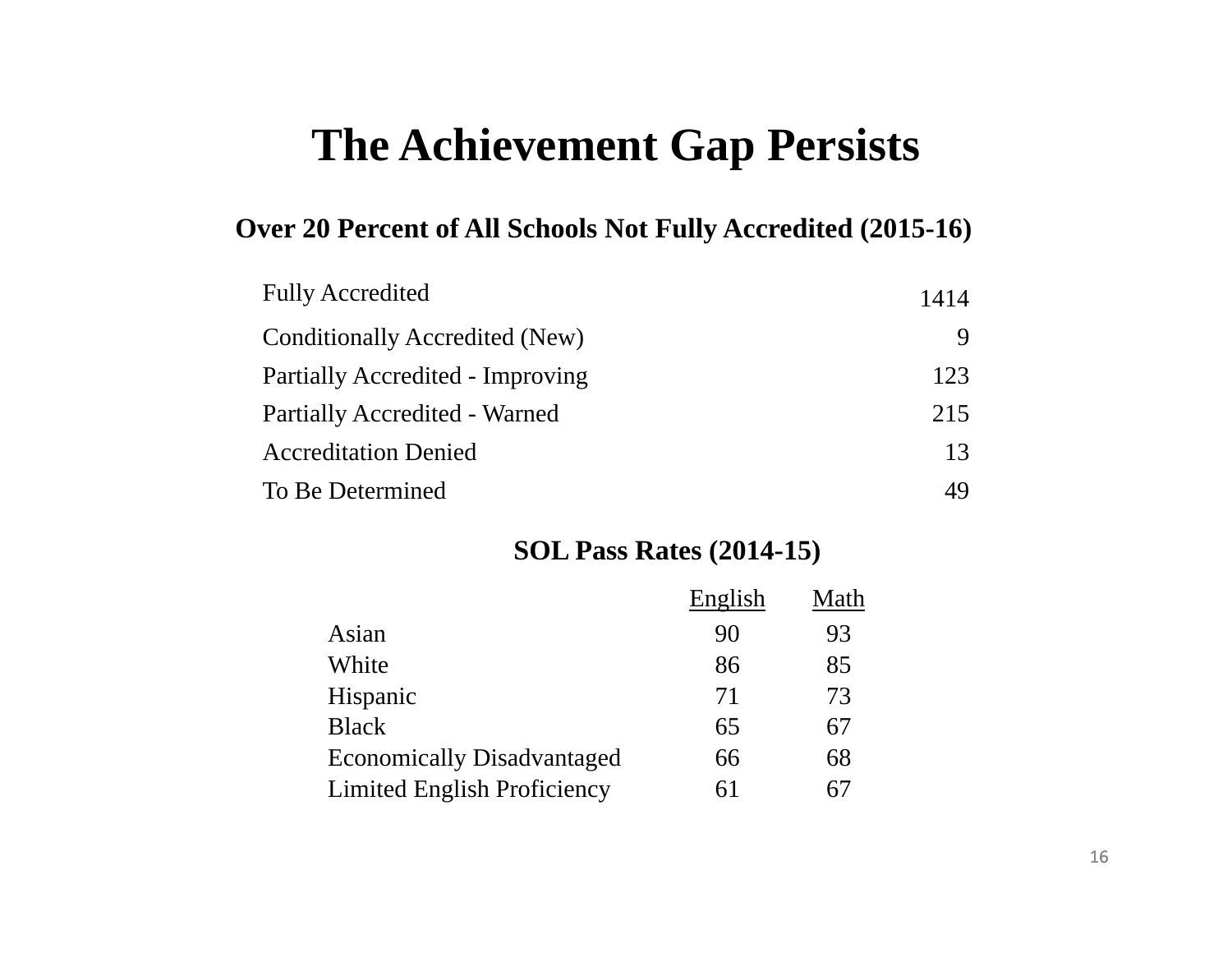# The Achievement Gap Persists

## Over 20 Percent of All Schools Not Fully Accredited (2015-16)

| | |
|---|---:|
| Fully Accredited | 1414 |
| Conditionally Accredited (New) | 9 |
| Partially Accredited - Improving | 123 |
| Partially Accredited - Warned | 215 |
| Accreditation Denied | 13 |
| To Be Determined | 49 |

## SOL Pass Rates (2014-15)

| | English | Math |
|---|---|---|
| Asian | 90 | 93 |
| White | 86 | 85 |
| Hispanic | 71 | 73 |
| Black | 65 | 67 |
| Economically Disadvantaged | 66 | 68 |
| Limited English Proficiency | 61 | 67 |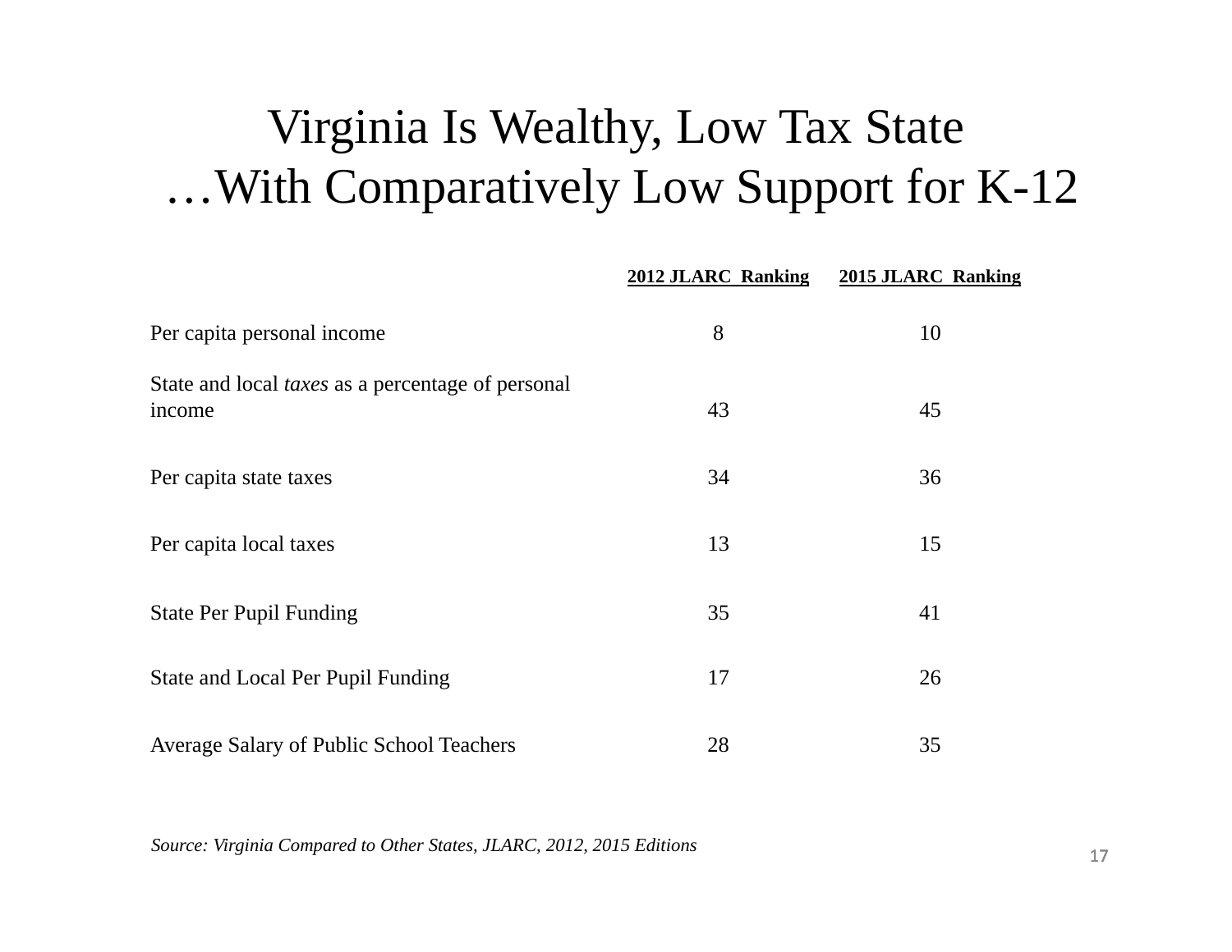# Virginia Is Wealthy, Low Tax State …With Comparatively Low Support for K-12

| | 2012 JLARC Ranking | 2015 JLARC Ranking |
|---|---|---|
| Per capita personal income | 8 | 10 |
| State and local *taxes* as a percentage of personal income | 43 | 45 |
| Per capita state taxes | 34 | 36 |
| Per capita local taxes | 13 | 15 |
| State Per Pupil Funding | 35 | 41 |
| State and Local Per Pupil Funding | 17 | 26 |
| Average Salary of Public School Teachers | 28 | 35 |

*Source: Virginia Compared to Other States, JLARC, 2012, 2015 Editions*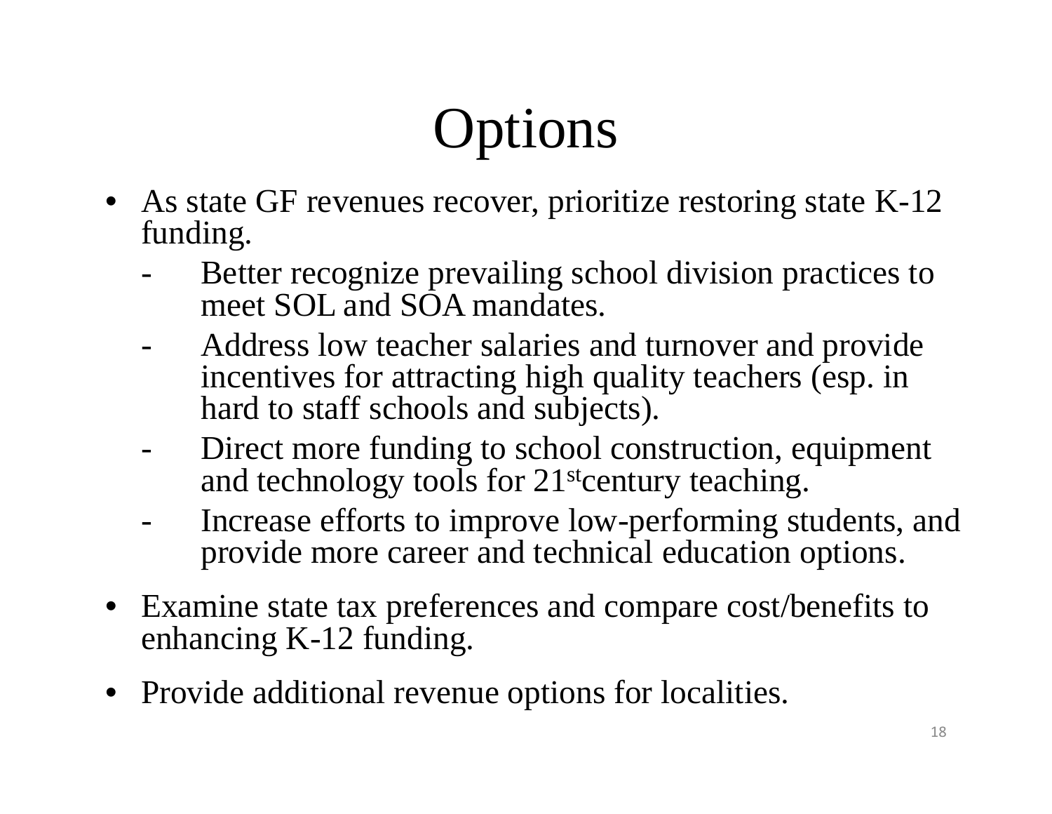# Options

- As state GF revenues recover, prioritize restoring state K-12 funding.
  - Better recognize prevailing school division practices to meet SOL and SOA mandates.
  - Address low teacher salaries and turnover and provide incentives for attracting high quality teachers (esp. in hard to staff schools and subjects).
  - Direct more funding to school construction, equipment and technology tools for 21st century teaching.
  - Increase efforts to improve low-performing students, and provide more career and technical education options.
- Examine state tax preferences and compare cost/benefits to enhancing K-12 funding.
- Provide additional revenue options for localities.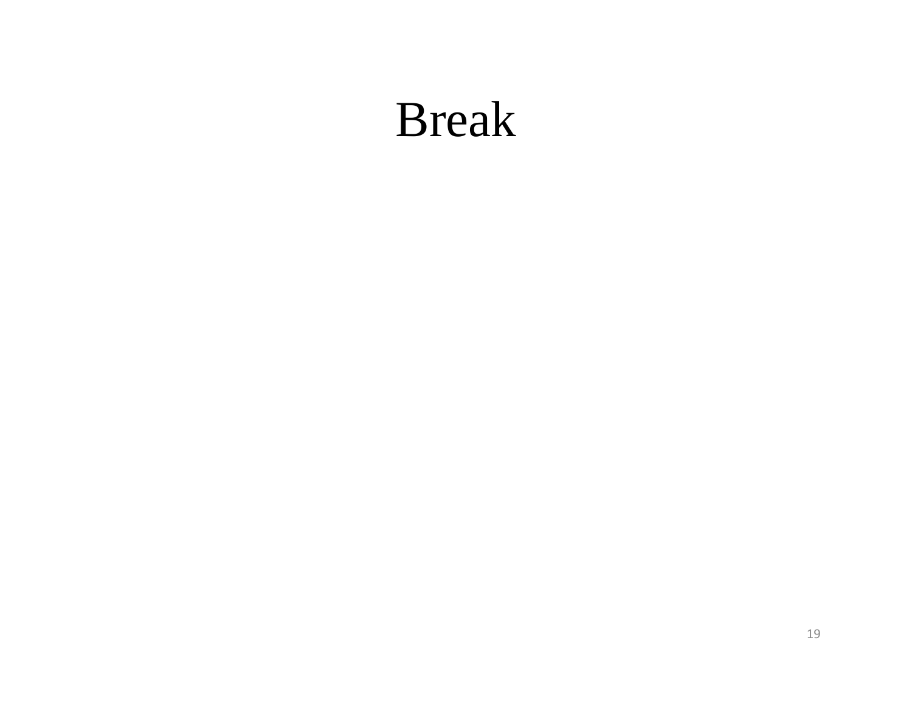# Break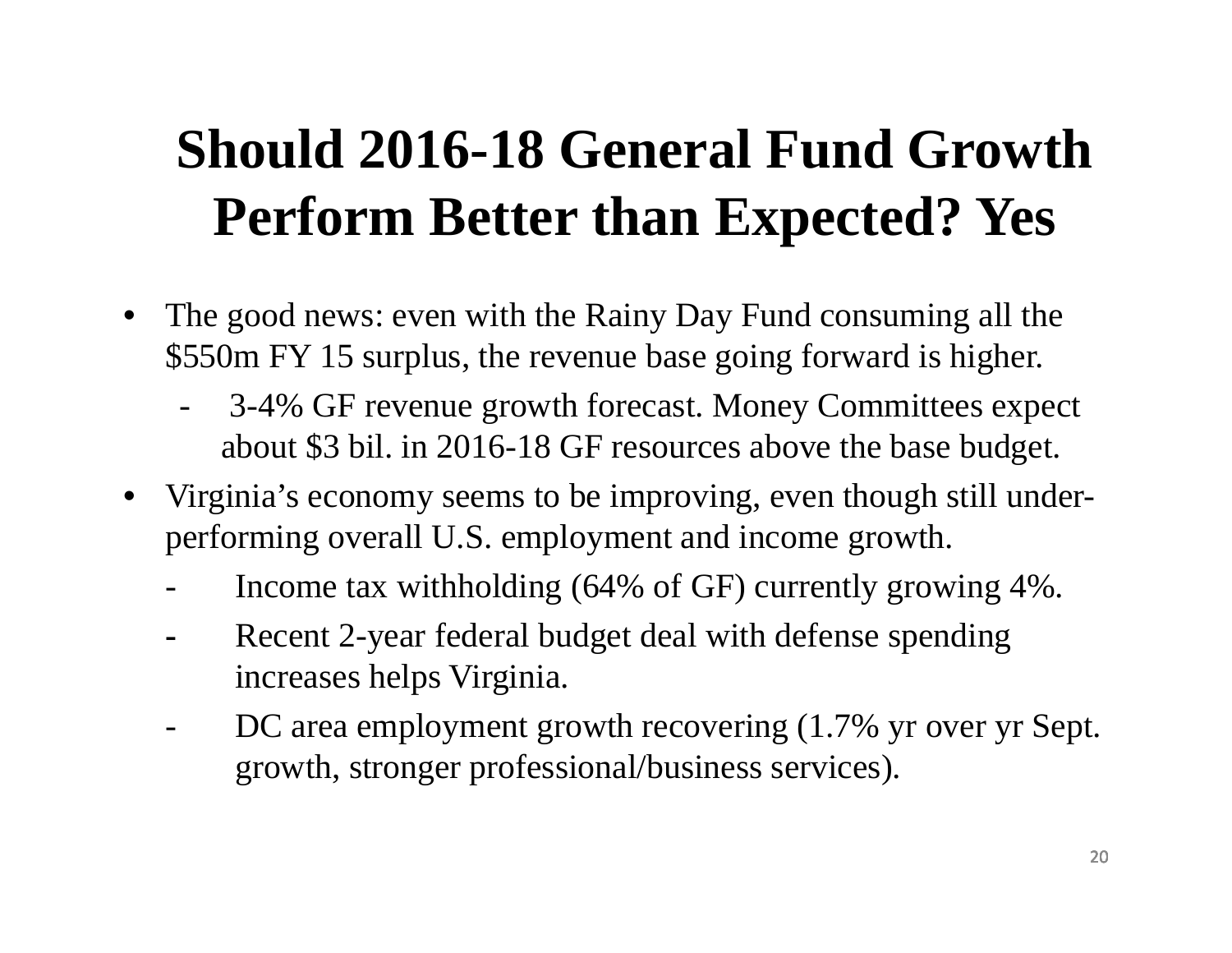# Should 2016-18 General Fund Growth Perform Better than Expected? Yes

- The good news: even with the Rainy Day Fund consuming all the $550m FY 15 surplus, the revenue base going forward is higher.
  - 3-4% GF revenue growth forecast. Money Committees expect about $3 bil. in 2016-18 GF resources above the base budget.
- Virginia's economy seems to be improving, even though still under-performing overall U.S. employment and income growth.
  - Income tax withholding (64% of GF) currently growing 4%.
  - Recent 2-year federal budget deal with defense spending increases helps Virginia.
  - DC area employment growth recovering (1.7% yr over yr Sept. growth, stronger professional/business services).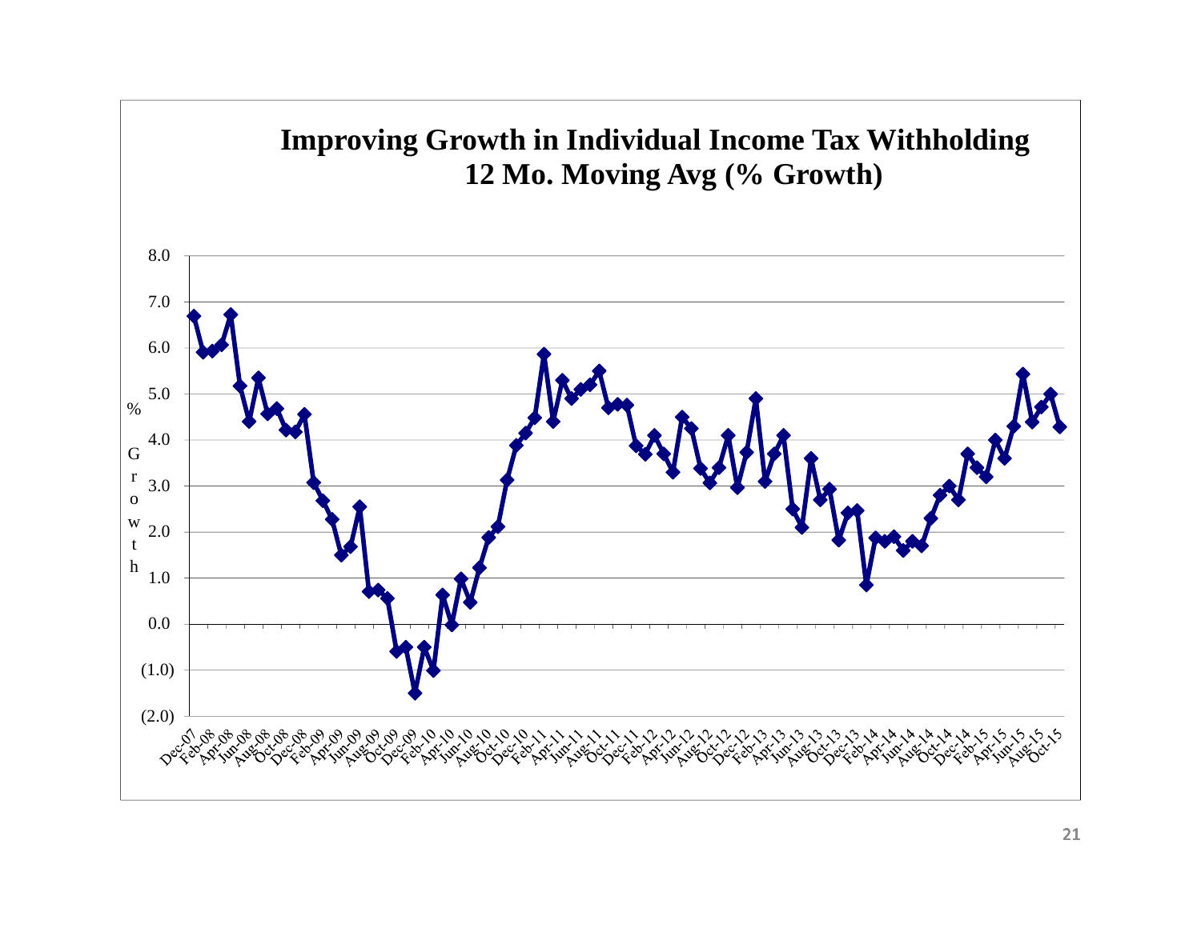## Improving Growth in Individual Income Tax Withholding
## 12 Mo. Moving Avg (% Growth)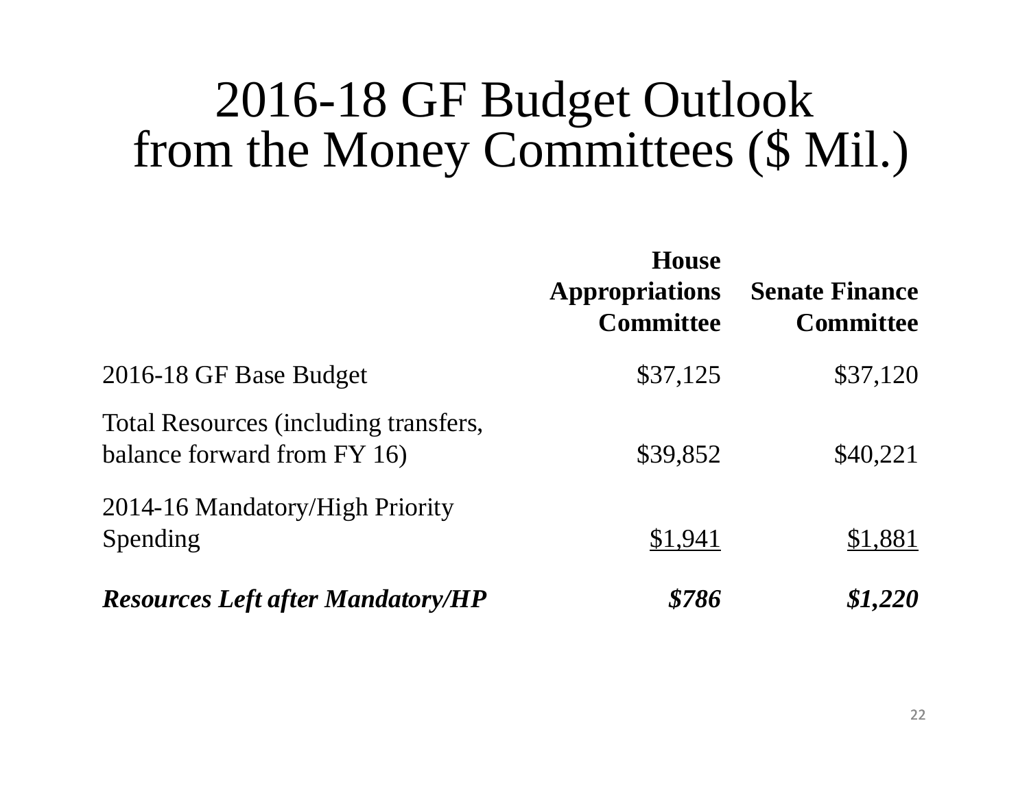# 2016-18 GF Budget Outlook from the Money Committees ($ Mil.)

| | House Appropriations Committee | Senate Finance Committee |
|---|---:|---:|
| 2016-18 GF Base Budget | $37,125 | $37,120 |
| Total Resources (including transfers, balance forward from FY 16) | $39,852 | $40,221 |
| 2014-16 Mandatory/High Priority Spending | $1,941 | $1,881 |
| ***Resources Left after Mandatory/HP*** | ***$786*** | ***$1,220*** |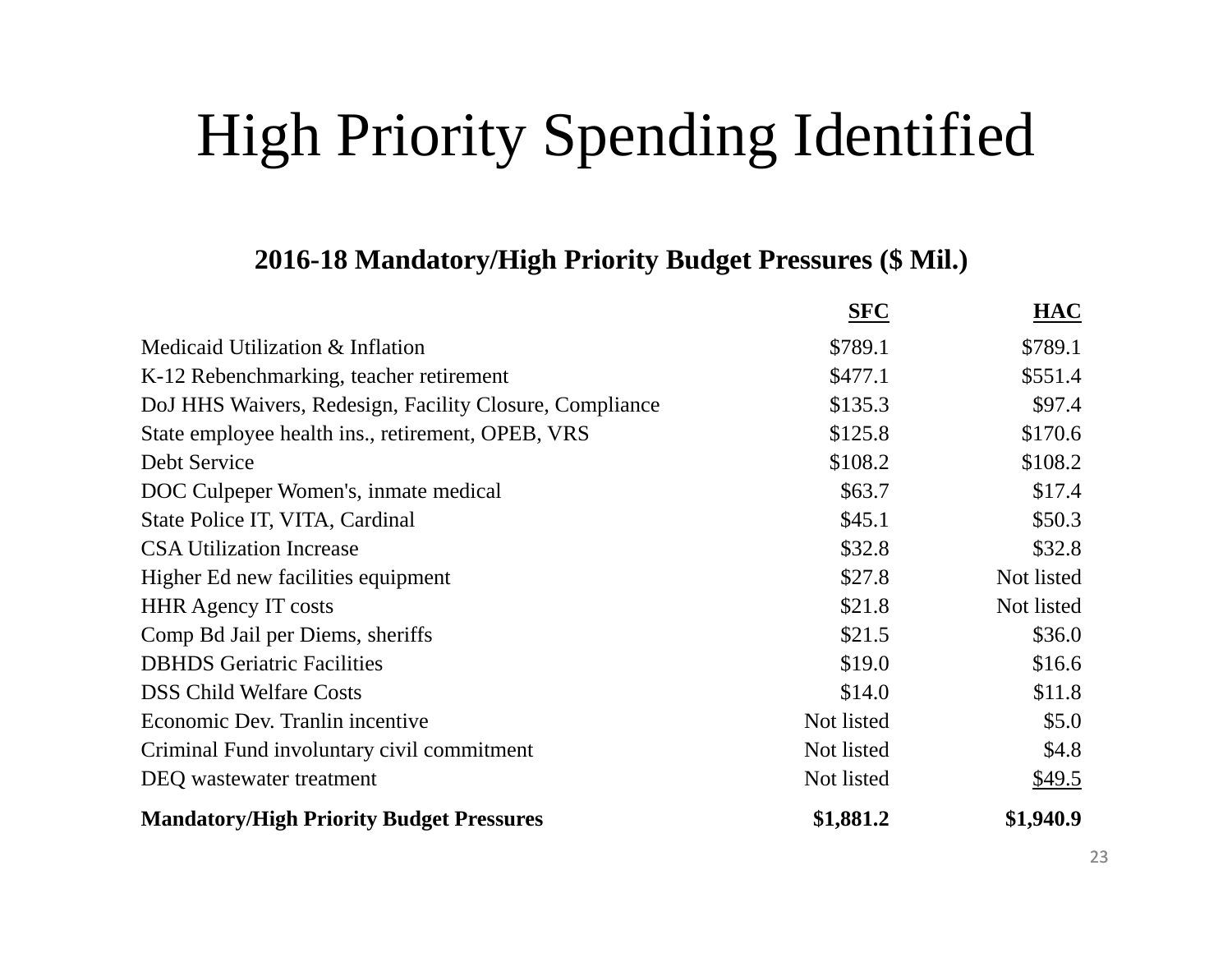# High Priority Spending Identified

**2016-18 Mandatory/High Priority Budget Pressures ($ Mil.)**

| | SFC | HAC |
|---|---:|---:|
| Medicaid Utilization & Inflation | $789.1 | $789.1 |
| K-12 Rebenchmarking, teacher retirement | $477.1 | $551.4 |
| DoJ HHS Waivers, Redesign, Facility Closure, Compliance | $135.3 | $97.4 |
| State employee health ins., retirement, OPEB, VRS | $125.8 | $170.6 |
| Debt Service | $108.2 | $108.2 |
| DOC Culpeper Women's, inmate medical | $63.7 | $17.4 |
| State Police IT, VITA, Cardinal | $45.1 | $50.3 |
| CSA Utilization Increase | $32.8 | $32.8 |
| Higher Ed new facilities equipment | $27.8 | Not listed |
| HHR Agency IT costs | $21.8 | Not listed |
| Comp Bd Jail per Diems, sheriffs | $21.5 | $36.0 |
| DBHDS Geriatric Facilities | $19.0 | $16.6 |
| DSS Child Welfare Costs | $14.0 | $11.8 |
| Economic Dev. Tranlin incentive | Not listed | $5.0 |
| Criminal Fund involuntary civil commitment | Not listed | $4.8 |
| DEQ wastewater treatment | Not listed | $49.5 |
| **Mandatory/High Priority Budget Pressures** | **$1,881.2** | **$1,940.9** |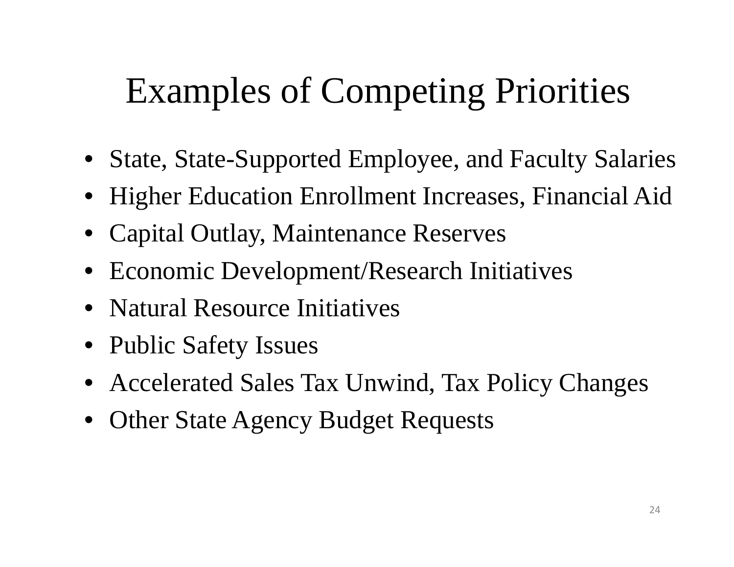# Examples of Competing Priorities

- State, State-Supported Employee, and Faculty Salaries
- Higher Education Enrollment Increases, Financial Aid
- Capital Outlay, Maintenance Reserves
- Economic Development/Research Initiatives
- Natural Resource Initiatives
- Public Safety Issues
- Accelerated Sales Tax Unwind, Tax Policy Changes
- Other State Agency Budget Requests